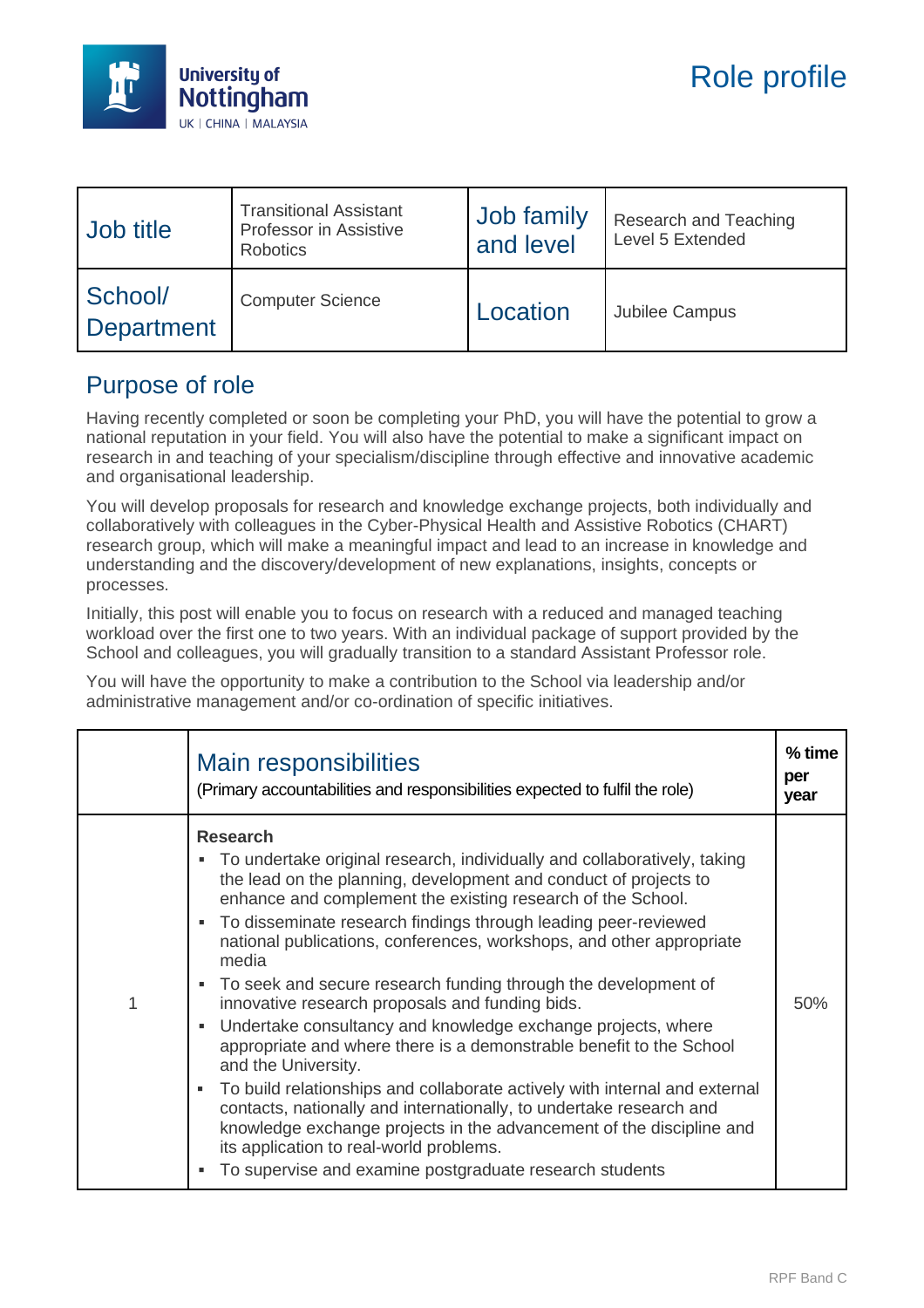# Role profile

| Job title | Transitional Assistant Professor in Assistive Robotics | Job family and level | Research and Teaching Level 5 Extended |
|---|---|---|---|
| School/ Department | Computer Science | Location | Jubilee Campus |

## Purpose of role

Having recently completed or soon be completing your PhD, you will have the potential to grow a national reputation in your field. You will also have the potential to make a significant impact on research in and teaching of your specialism/discipline through effective and innovative academic and organisational leadership.

You will develop proposals for research and knowledge exchange projects, both individually and collaboratively with colleagues in the Cyber-Physical Health and Assistive Robotics (CHART) research group, which will make a meaningful impact and lead to an increase in knowledge and understanding and the discovery/development of new explanations, insights, concepts or processes.

Initially, this post will enable you to focus on research with a reduced and managed teaching workload over the first one to two years. With an individual package of support provided by the School and colleagues, you will gradually transition to a standard Assistant Professor role.

You will have the opportunity to make a contribution to the School via leadership and/or administrative management and/or co-ordination of specific initiatives.

| | Main responsibilities<br>(Primary accountabilities and responsibilities expected to fulfil the role) | % time per year |
|---|---|---|
| 1 | **Research**<br>▪ To undertake original research, individually and collaboratively, taking the lead on the planning, development and conduct of projects to enhance and complement the existing research of the School.<br>▪ To disseminate research findings through leading peer-reviewed national publications, conferences, workshops, and other appropriate media<br>▪ To seek and secure research funding through the development of innovative research proposals and funding bids.<br>▪ Undertake consultancy and knowledge exchange projects, where appropriate and where there is a demonstrable benefit to the School and the University.<br>▪ To build relationships and collaborate actively with internal and external contacts, nationally and internationally, to undertake research and knowledge exchange projects in the advancement of the discipline and its application to real-world problems.<br>▪ To supervise and examine postgraduate research students | 50% |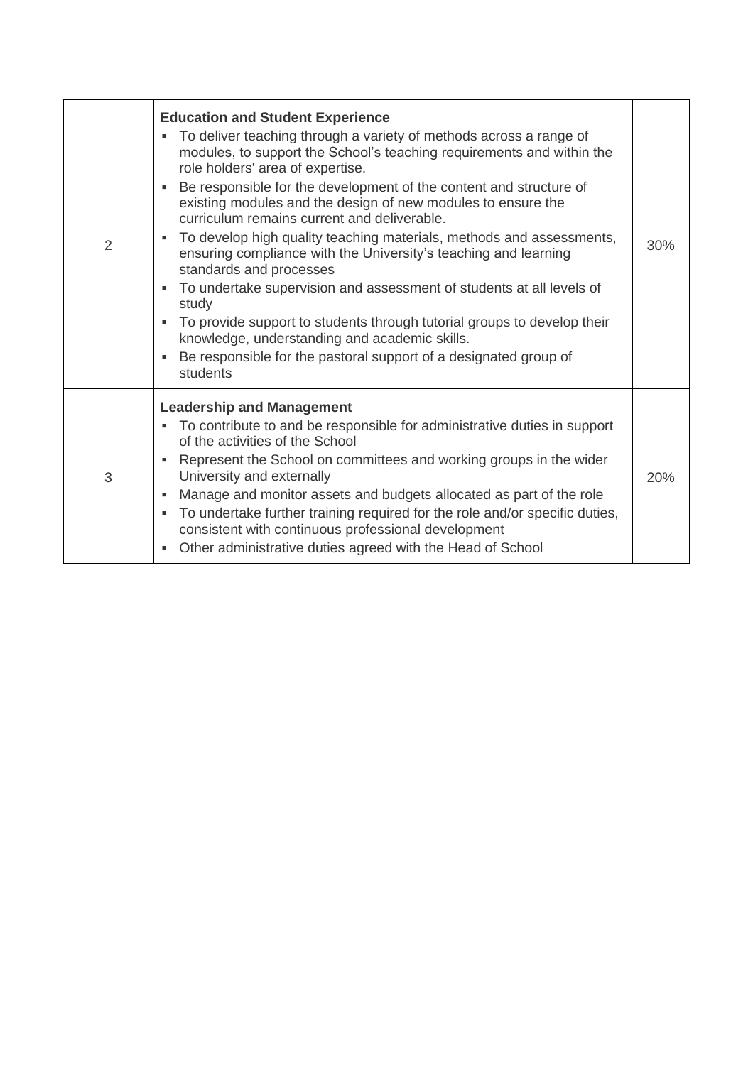| | | |
|---|---|---|
| 2 | **Education and Student Experience**<br>▪ To deliver teaching through a variety of methods across a range of modules, to support the School's teaching requirements and within the role holders' area of expertise.<br>▪ Be responsible for the development of the content and structure of existing modules and the design of new modules to ensure the curriculum remains current and deliverable.<br>▪ To develop high quality teaching materials, methods and assessments, ensuring compliance with the University's teaching and learning standards and processes<br>▪ To undertake supervision and assessment of students at all levels of study<br>▪ To provide support to students through tutorial groups to develop their knowledge, understanding and academic skills.<br>▪ Be responsible for the pastoral support of a designated group of students | 30% |
| 3 | **Leadership and Management**<br>▪ To contribute to and be responsible for administrative duties in support of the activities of the School<br>▪ Represent the School on committees and working groups in the wider University and externally<br>▪ Manage and monitor assets and budgets allocated as part of the role<br>▪ To undertake further training required for the role and/or specific duties, consistent with continuous professional development<br>▪ Other administrative duties agreed with the Head of School | 20% |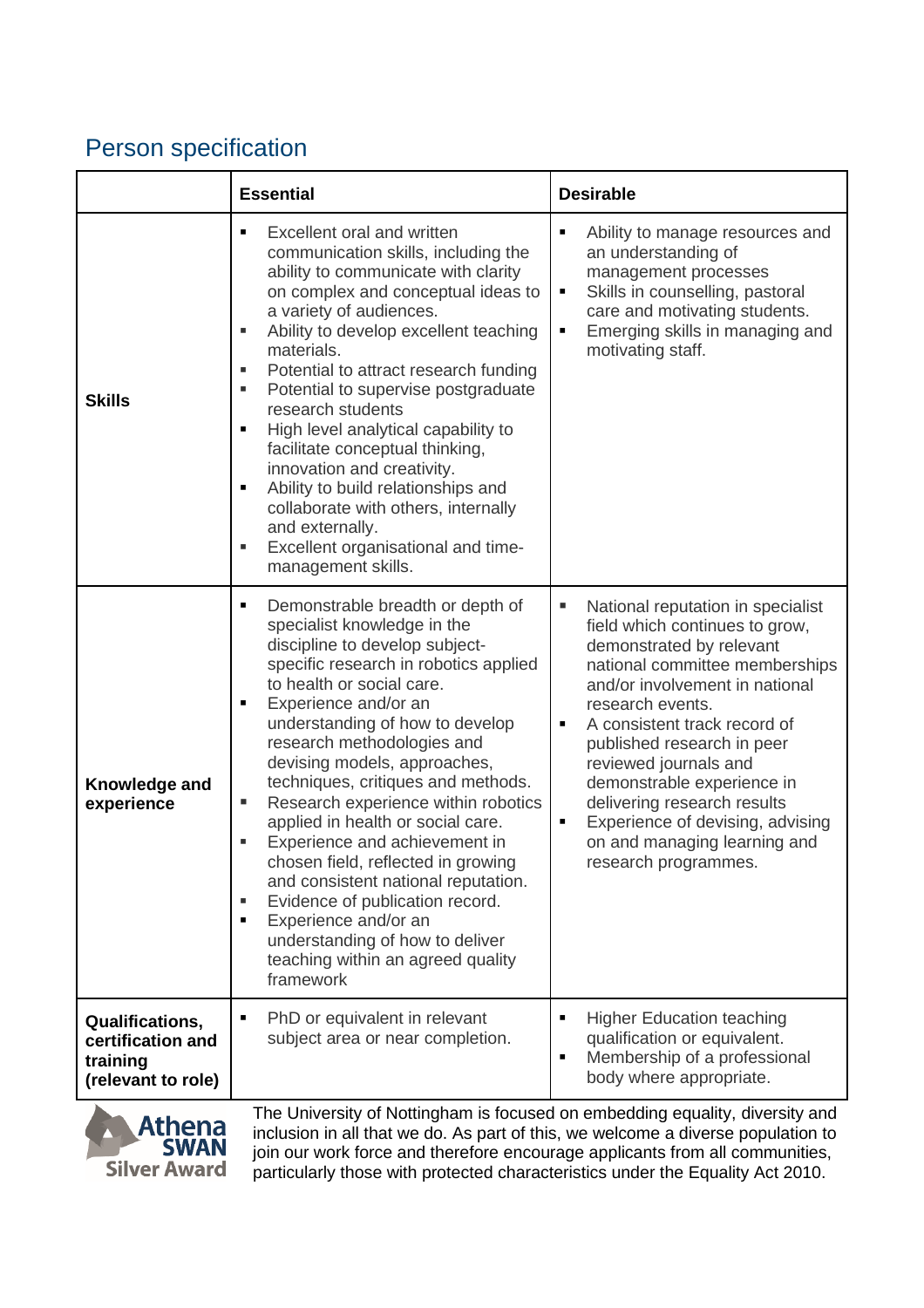## Person specification

| | **Essential** | **Desirable** |
|---|---|---|
| **Skills** | ▪ Excellent oral and written communication skills, including the ability to communicate with clarity on complex and conceptual ideas to a variety of audiences.<br>▪ Ability to develop excellent teaching materials.<br>▪ Potential to attract research funding<br>▪ Potential to supervise postgraduate research students<br>▪ High level analytical capability to facilitate conceptual thinking, innovation and creativity.<br>▪ Ability to build relationships and collaborate with others, internally and externally.<br>▪ Excellent organisational and time-management skills. | ▪ Ability to manage resources and an understanding of management processes<br>▪ Skills in counselling, pastoral care and motivating students.<br>▪ Emerging skills in managing and motivating staff. |
| **Knowledge and experience** | ▪ Demonstrable breadth or depth of specialist knowledge in the discipline to develop subject-specific research in robotics applied to health or social care.<br>▪ Experience and/or an understanding of how to develop research methodologies and devising models, approaches, techniques, critiques and methods.<br>▪ Research experience within robotics applied in health or social care.<br>▪ Experience and achievement in chosen field, reflected in growing and consistent national reputation.<br>▪ Evidence of publication record.<br>▪ Experience and/or an understanding of how to deliver teaching within an agreed quality framework | ▪ National reputation in specialist field which continues to grow, demonstrated by relevant national committee memberships and/or involvement in national research events.<br>▪ A consistent track record of published research in peer reviewed journals and demonstrable experience in delivering research results<br>▪ Experience of devising, advising on and managing learning and research programmes. |
| **Qualifications, certification and training (relevant to role)** | ▪ PhD or equivalent in relevant subject area or near completion. | ▪ Higher Education teaching qualification or equivalent.<br>▪ Membership of a professional body where appropriate. |

Athena SWAN Silver Award

The University of Nottingham is focused on embedding equality, diversity and inclusion in all that we do. As part of this, we welcome a diverse population to join our work force and therefore encourage applicants from all communities, particularly those with protected characteristics under the Equality Act 2010.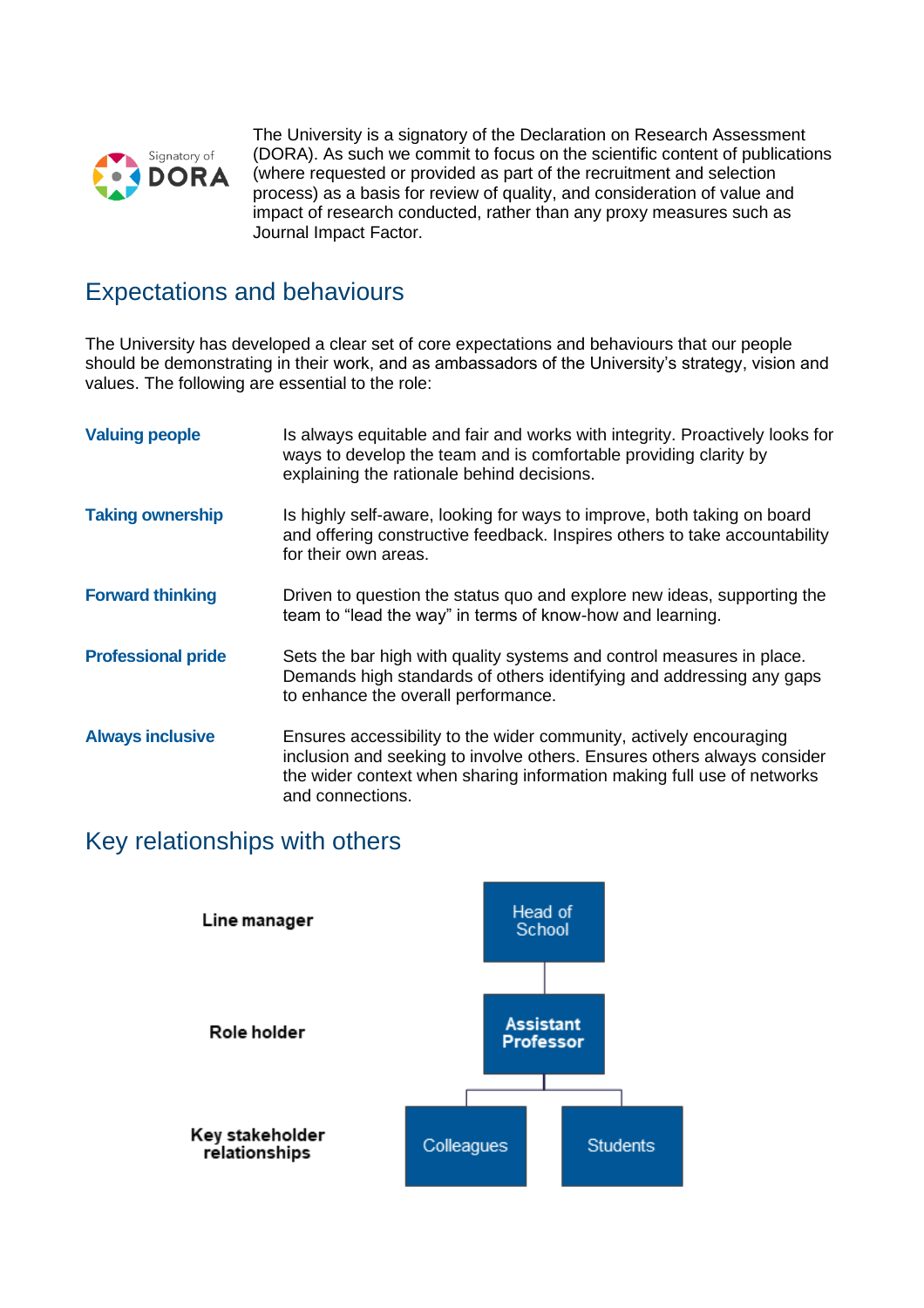Signatory of DORA

The University is a signatory of the Declaration on Research Assessment (DORA). As such we commit to focus on the scientific content of publications (where requested or provided as part of the recruitment and selection process) as a basis for review of quality, and consideration of value and impact of research conducted, rather than any proxy measures such as Journal Impact Factor.

## Expectations and behaviours

The University has developed a clear set of core expectations and behaviours that our people should be demonstrating in their work, and as ambassadors of the University's strategy, vision and values. The following are essential to the role:

| | |
|---|---|
| **Valuing people** | Is always equitable and fair and works with integrity. Proactively looks for ways to develop the team and is comfortable providing clarity by explaining the rationale behind decisions. |
| **Taking ownership** | Is highly self-aware, looking for ways to improve, both taking on board and offering constructive feedback. Inspires others to take accountability for their own areas. |
| **Forward thinking** | Driven to question the status quo and explore new ideas, supporting the team to "lead the way" in terms of know-how and learning. |
| **Professional pride** | Sets the bar high with quality systems and control measures in place. Demands high standards of others identifying and addressing any gaps to enhance the overall performance. |
| **Always inclusive** | Ensures accessibility to the wider community, actively encouraging inclusion and seeking to involve others. Ensures others always consider the wider context when sharing information making full use of networks and connections. |

## Key relationships with others

Line manager: Head of School

Role holder: Assistant Professor

Key stakeholder relationships: Colleagues, Students